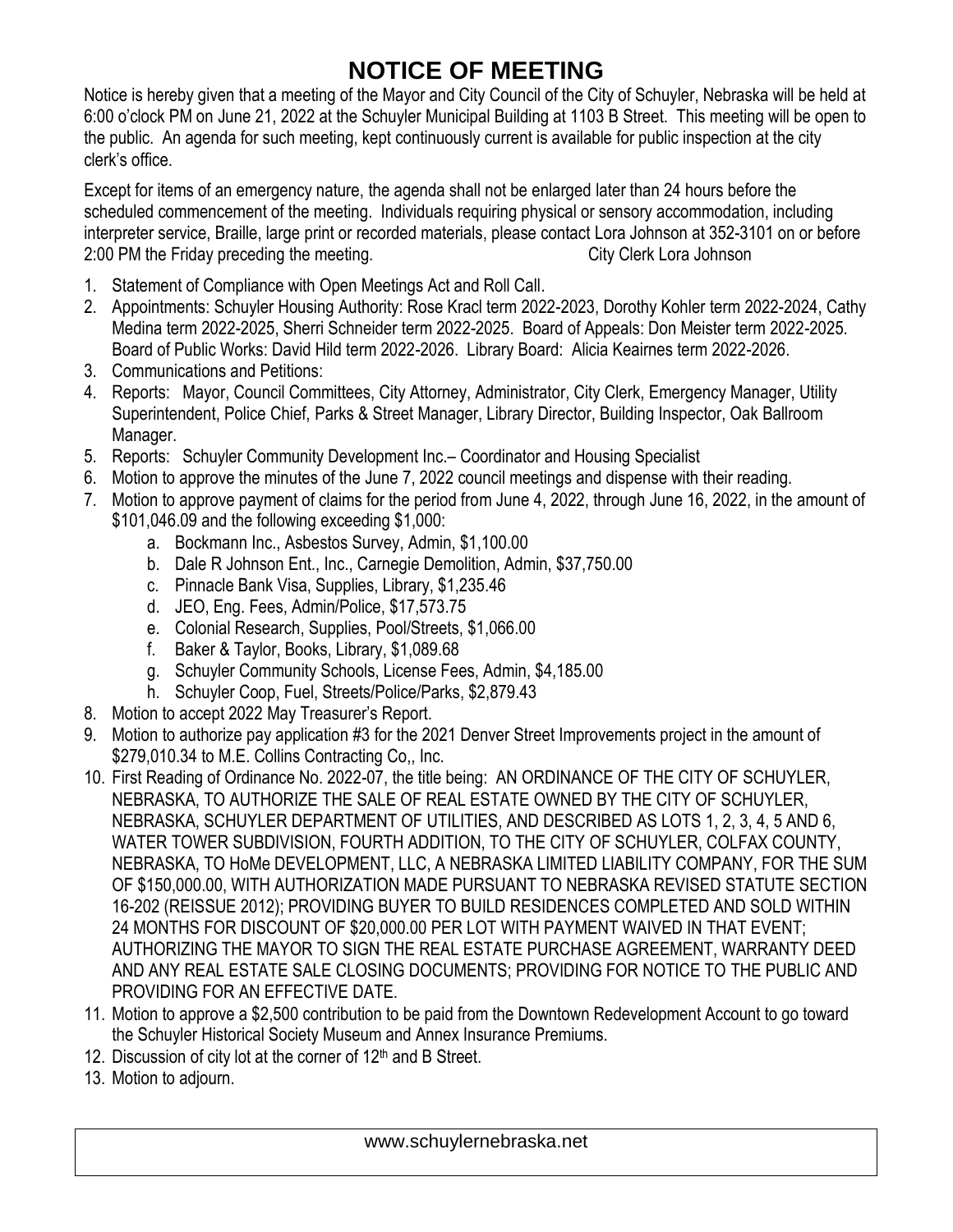# NOTICE OF MEETING

Notice is hereby given that a meeting of the Mayor and City Council of the City of Schuyler, Nebraska will be held at 6:00 o'clock PM on June 21, 2022 at the Schuyler Municipal Building at 1103 B Street. This meeting will be open to the public. An agenda for such meeting, kept continuously current is available for public inspection at the city clerk's office.

Except for items of an emergency nature, the agenda shall not be enlarged later than 24 hours before the scheduled commencement of the meeting. Individuals requiring physical or sensory accommodation, including interpreter service, Braille, large print or recorded materials, please contact Lora Johnson at 352-3101 on or before 2:00 PM the Friday preceding the meeting. City Clerk Lora Johnson

1. Statement of Compliance with Open Meetings Act and Roll Call.
2. Appointments: Schuyler Housing Authority: Rose Kracl term 2022-2023, Dorothy Kohler term 2022-2024, Cathy Medina term 2022-2025, Sherri Schneider term 2022-2025. Board of Appeals: Don Meister term 2022-2025. Board of Public Works: David Hild term 2022-2026. Library Board: Alicia Keairnes term 2022-2026.
3. Communications and Petitions:
4. Reports: Mayor, Council Committees, City Attorney, Administrator, City Clerk, Emergency Manager, Utility Superintendent, Police Chief, Parks & Street Manager, Library Director, Building Inspector, Oak Ballroom Manager.
5. Reports: Schuyler Community Development Inc.– Coordinator and Housing Specialist
6. Motion to approve the minutes of the June 7, 2022 council meetings and dispense with their reading.
7. Motion to approve payment of claims for the period from June 4, 2022, through June 16, 2022, in the amount of $101,046.09 and the following exceeding $1,000:
   a. Bockmann Inc., Asbestos Survey, Admin, $1,100.00
   b. Dale R Johnson Ent., Inc., Carnegie Demolition, Admin, $37,750.00
   c. Pinnacle Bank Visa, Supplies, Library, $1,235.46
   d. JEO, Eng. Fees, Admin/Police, $17,573.75
   e. Colonial Research, Supplies, Pool/Streets, $1,066.00
   f. Baker & Taylor, Books, Library, $1,089.68
   g. Schuyler Community Schools, License Fees, Admin, $4,185.00
   h. Schuyler Coop, Fuel, Streets/Police/Parks, $2,879.43
8. Motion to accept 2022 May Treasurer's Report.
9. Motion to authorize pay application #3 for the 2021 Denver Street Improvements project in the amount of $279,010.34 to M.E. Collins Contracting Co,, Inc.
10. First Reading of Ordinance No. 2022-07, the title being: AN ORDINANCE OF THE CITY OF SCHUYLER, NEBRASKA, TO AUTHORIZE THE SALE OF REAL ESTATE OWNED BY THE CITY OF SCHUYLER, NEBRASKA, SCHUYLER DEPARTMENT OF UTILITIES, AND DESCRIBED AS LOTS 1, 2, 3, 4, 5 AND 6, WATER TOWER SUBDIVISION, FOURTH ADDITION, TO THE CITY OF SCHUYLER, COLFAX COUNTY, NEBRASKA, TO HoMe DEVELOPMENT, LLC, A NEBRASKA LIMITED LIABILITY COMPANY, FOR THE SUM OF $150,000.00, WITH AUTHORIZATION MADE PURSUANT TO NEBRASKA REVISED STATUTE SECTION 16-202 (REISSUE 2012); PROVIDING BUYER TO BUILD RESIDENCES COMPLETED AND SOLD WITHIN 24 MONTHS FOR DISCOUNT OF $20,000.00 PER LOT WITH PAYMENT WAIVED IN THAT EVENT; AUTHORIZING THE MAYOR TO SIGN THE REAL ESTATE PURCHASE AGREEMENT, WARRANTY DEED AND ANY REAL ESTATE SALE CLOSING DOCUMENTS; PROVIDING FOR NOTICE TO THE PUBLIC AND PROVIDING FOR AN EFFECTIVE DATE.
11. Motion to approve a $2,500 contribution to be paid from the Downtown Redevelopment Account to go toward the Schuyler Historical Society Museum and Annex Insurance Premiums.
12. Discussion of city lot at the corner of 12th and B Street.
13. Motion to adjourn.

www.schuylernebraska.net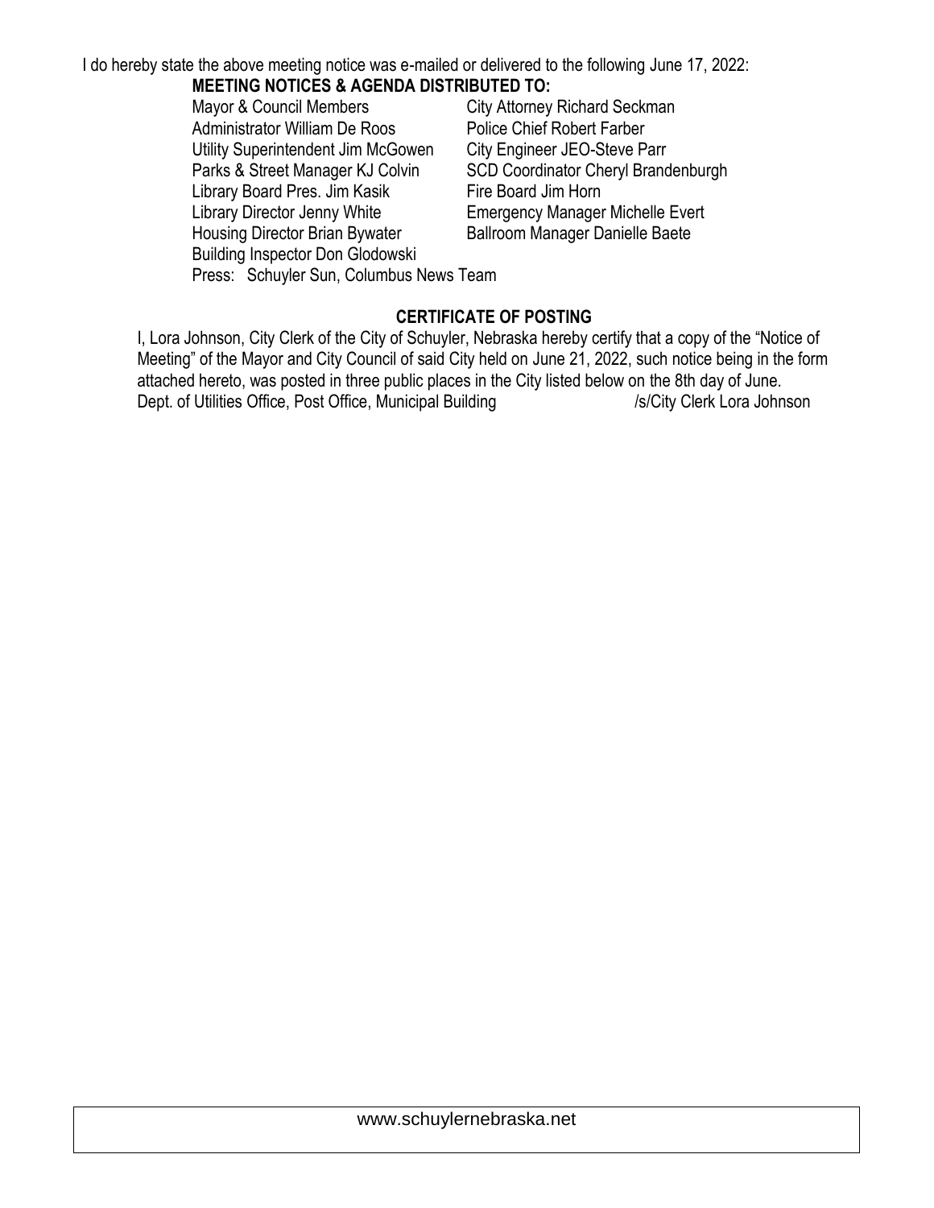I do hereby state the above meeting notice was e-mailed or delivered to the following June 17, 2022:

**MEETING NOTICES & AGENDA DISTRIBUTED TO:**

Mayor & Council Members
Administrator William De Roos
Utility Superintendent Jim McGowen
Parks & Street Manager KJ Colvin
Library Board Pres. Jim Kasik
Library Director Jenny White
Housing Director Brian Bywater
Building Inspector Don Glodowski
City Attorney Richard Seckman
Police Chief Robert Farber
City Engineer JEO-Steve Parr
SCD Coordinator Cheryl Brandenburgh
Fire Board Jim Horn
Emergency Manager Michelle Evert
Ballroom Manager Danielle Baete

Press: Schuyler Sun, Columbus News Team

**CERTIFICATE OF POSTING**

I, Lora Johnson, City Clerk of the City of Schuyler, Nebraska hereby certify that a copy of the "Notice of Meeting" of the Mayor and City Council of said City held on June 21, 2022, such notice being in the form attached hereto, was posted in three public places in the City listed below on the 8th day of June.

Dept. of Utilities Office, Post Office, Municipal Building /s/City Clerk Lora Johnson

www.schuylernebraska.net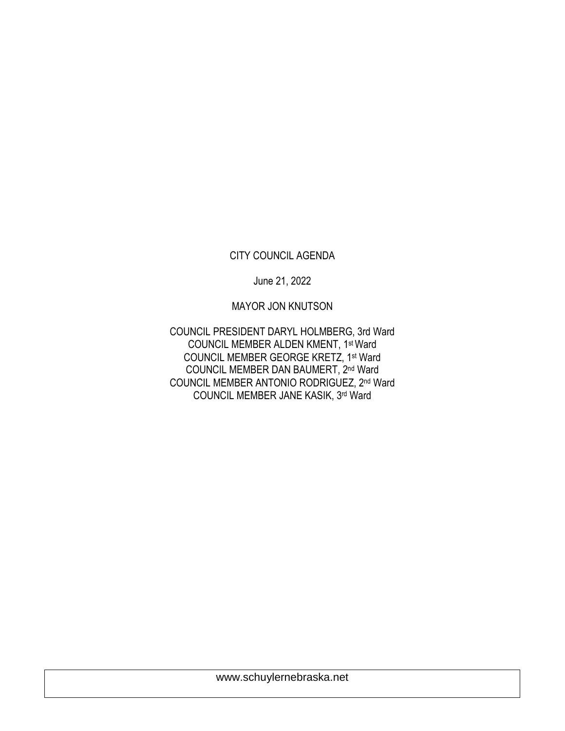CITY COUNCIL AGENDA

June 21, 2022

MAYOR JON KNUTSON

COUNCIL PRESIDENT DARYL HOLMBERG, 3rd Ward
COUNCIL MEMBER ALDEN KMENT, 1st Ward
COUNCIL MEMBER GEORGE KRETZ, 1st Ward
COUNCIL MEMBER DAN BAUMERT, 2nd Ward
COUNCIL MEMBER ANTONIO RODRIGUEZ, 2nd Ward
COUNCIL MEMBER JANE KASIK, 3rd Ward

www.schuylernebraska.net